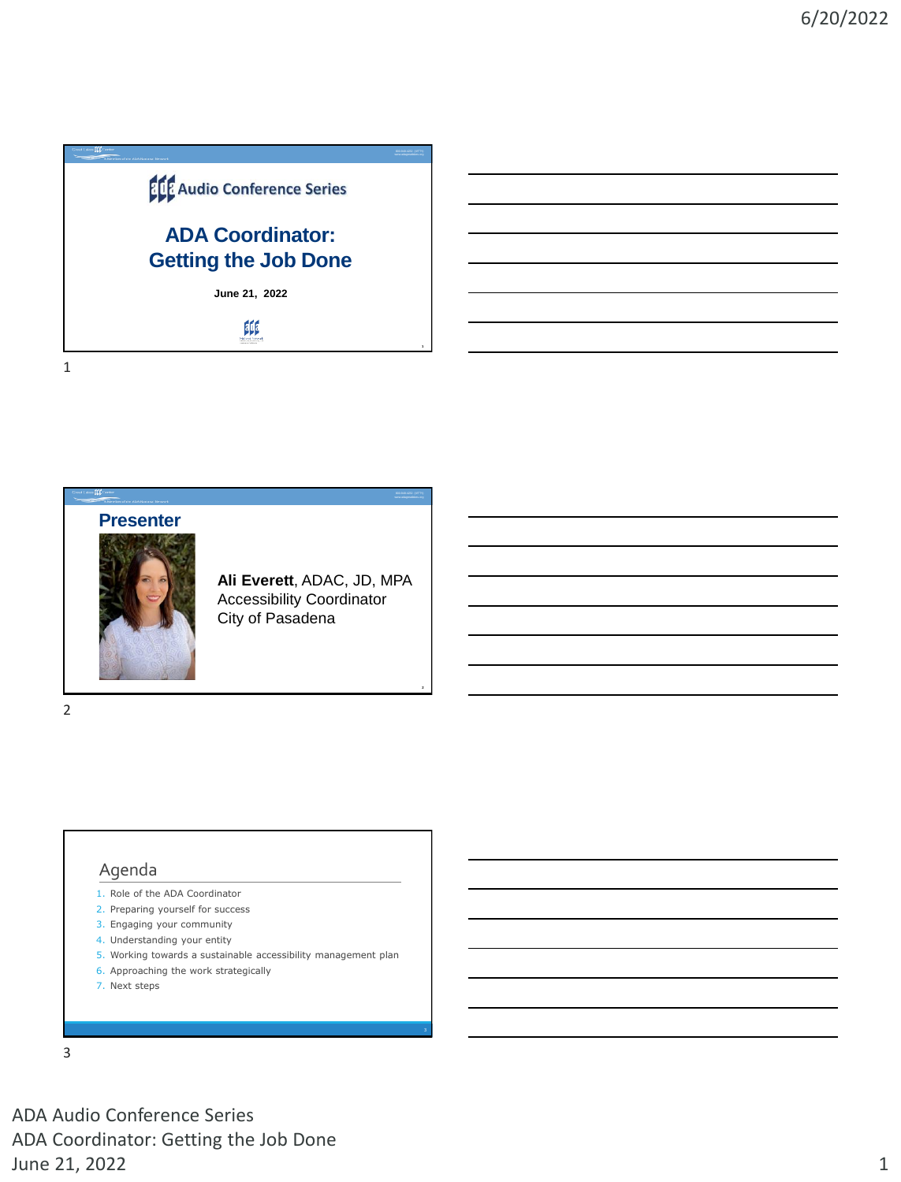## ADA Audio Conference Series

# ADA Coordinator: Getting the Job Done

**June 21, 2022**

## Presenter

**Ali Everett**, ADAC, JD, MPA
Accessibility Coordinator
City of Pasadena

## Agenda

1. Role of the ADA Coordinator
2. Preparing yourself for success
3. Engaging your community
4. Understanding your entity
5. Working towards a sustainable accessibility management plan
6. Approaching the work strategically
7. Next steps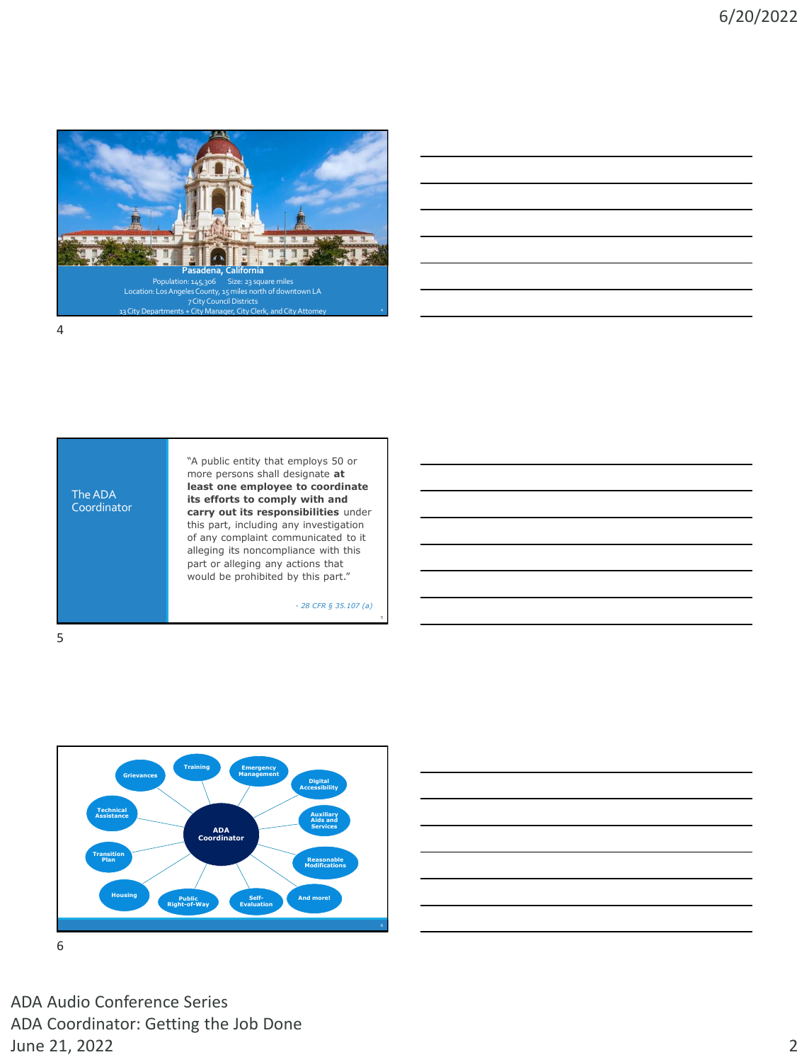**Pasadena, California**

Population: 145,306  Size: 23 square miles

Location: Los Angeles County, 15 miles north of downtown LA

7 City Council Districts

13 City Departments + City Manager, City Clerk, and City Attorney

## The ADA Coordinator

"A public entity that employs 50 or more persons shall designate **at least one employee to coordinate its efforts to comply with and carry out its responsibilities** under this part, including any investigation of any complaint communicated to it alleging its noncompliance with this part or alleging any actions that would be prohibited by this part."

*- 28 CFR § 35.107 (a)*

**ADA Coordinator**

- Grievances
- Training
- Emergency Management
- Digital Accessibility
- Technical Assistance
- Auxiliary Aids and Services
- Transition Plan
- Reasonable Modifications
- Housing
- Public Right-of-Way
- Self-Evaluation
- And more!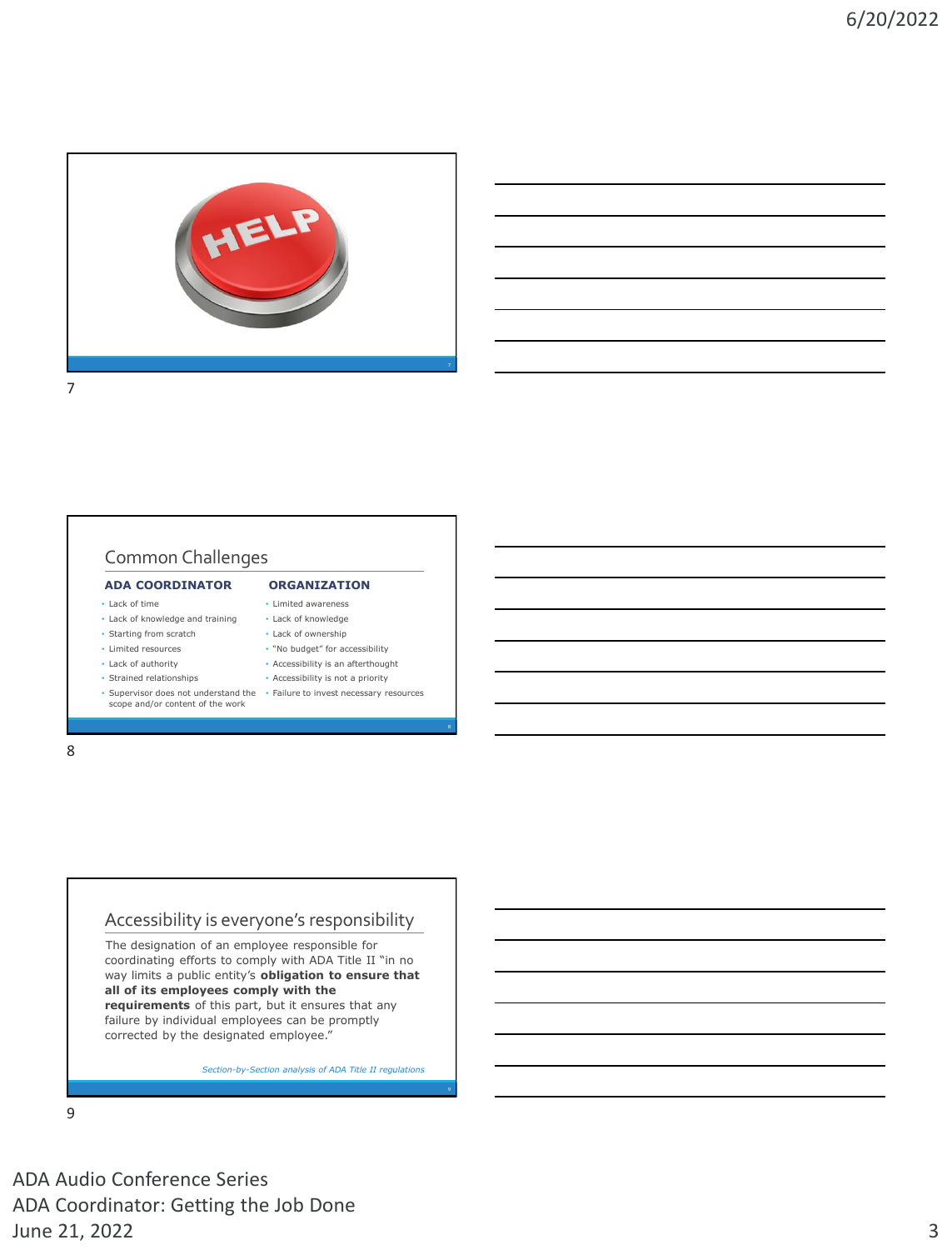## Common Challenges

**ADA COORDINATOR**

- Lack of time
- Lack of knowledge and training
- Starting from scratch
- Limited resources
- Lack of authority
- Strained relationships
- Supervisor does not understand the scope and/or content of the work

**ORGANIZATION**

- Limited awareness
- Lack of knowledge
- Lack of ownership
- "No budget" for accessibility
- Accessibility is an afterthought
- Accessibility is not a priority
- Failure to invest necessary resources

## Accessibility is everyone's responsibility

The designation of an employee responsible for coordinating efforts to comply with ADA Title II "in no way limits a public entity's **obligation to ensure that all of its employees comply with the requirements** of this part, but it ensures that any failure by individual employees can be promptly corrected by the designated employee."

*Section-by-Section analysis of ADA Title II regulations*

ADA Audio Conference Series
ADA Coordinator: Getting the Job Done
June 21, 2022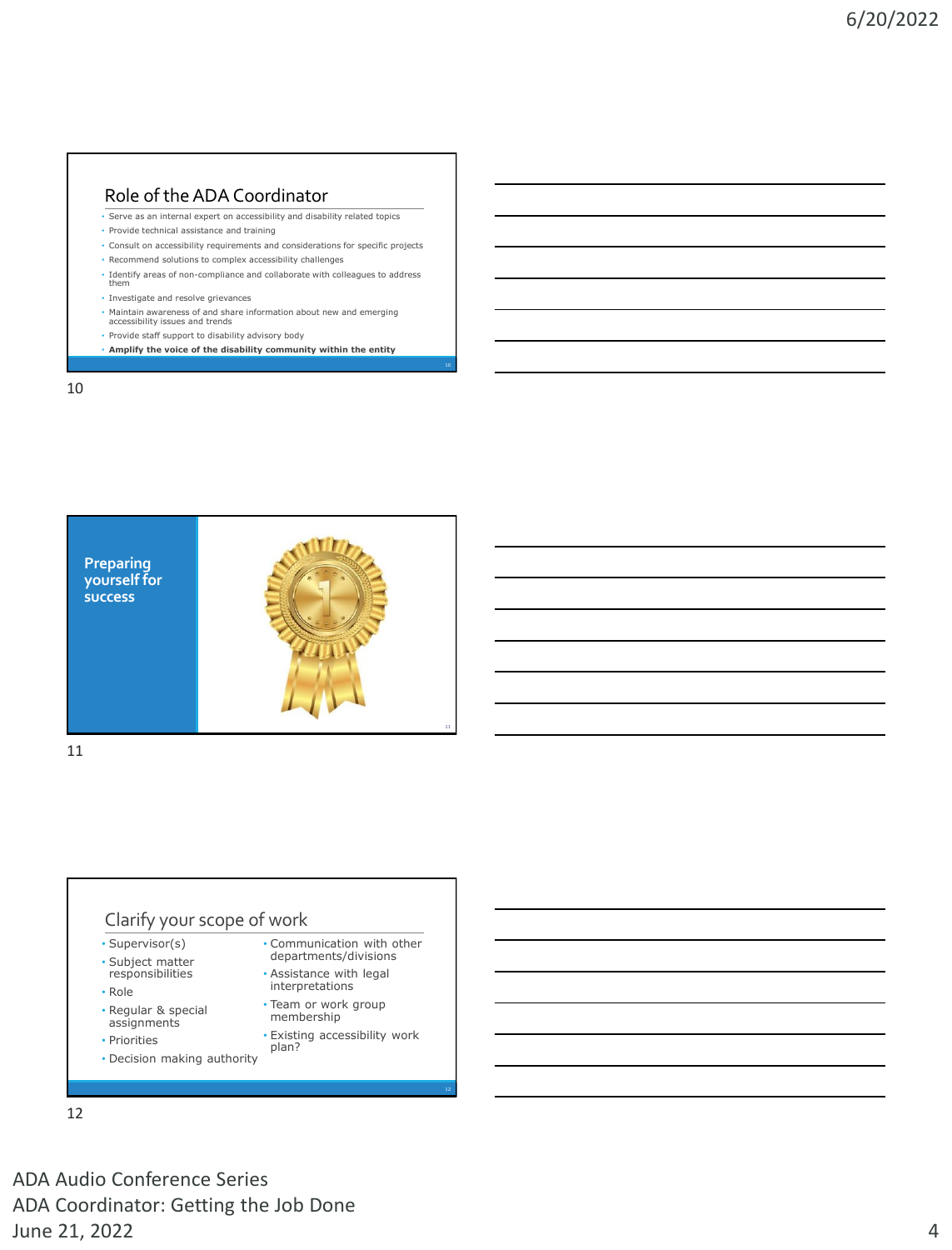## Role of the ADA Coordinator

- Serve as an internal expert on accessibility and disability related topics
- Provide technical assistance and training
- Consult on accessibility requirements and considerations for specific projects
- Recommend solutions to complex accessibility challenges
- Identify areas of non-compliance and collaborate with colleagues to address them
- Investigate and resolve grievances
- Maintain awareness of and share information about new and emerging accessibility issues and trends
- Provide staff support to disability advisory body
- **Amplify the voice of the disability community within the entity**

## Preparing yourself for success

## Clarify your scope of work

- Supervisor(s)
- Subject matter responsibilities
- Role
- Regular & special assignments
- Priorities
- Decision making authority
- Communication with other departments/divisions
- Assistance with legal interpretations
- Team or work group membership
- Existing accessibility work plan?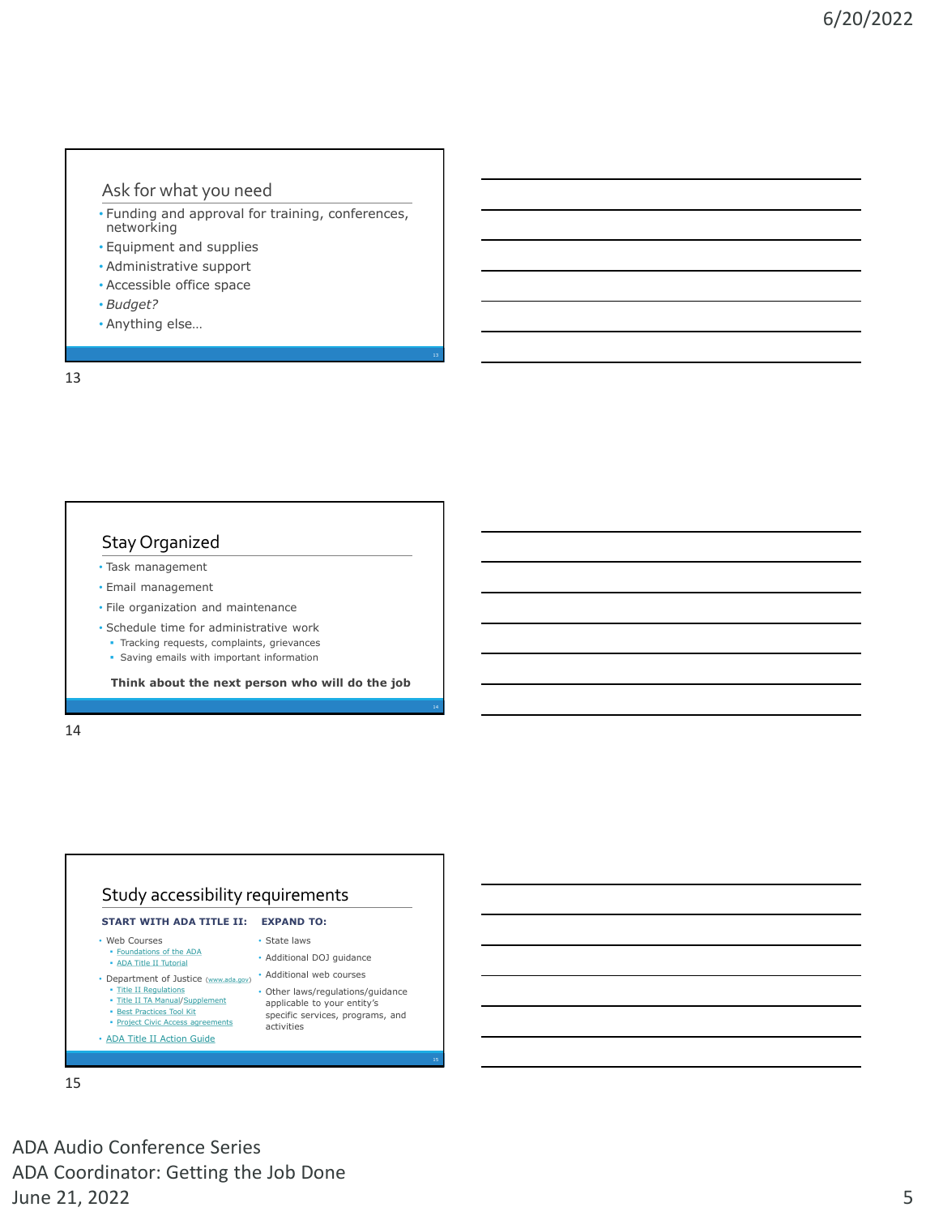## Ask for what you need

- Funding and approval for training, conferences, networking
- Equipment and supplies
- Administrative support
- Accessible office space
- *Budget?*
- Anything else…

## Stay Organized

- Task management
- Email management
- File organization and maintenance
- Schedule time for administrative work
  - Tracking requests, complaints, grievances
  - Saving emails with important information

**Think about the next person who will do the job**

## Study accessibility requirements

**START WITH ADA TITLE II:**

- Web Courses
  - Foundations of the ADA
  - ADA Title II Tutorial
- Department of Justice (www.ada.gov)
  - Title II Regulations
  - Title II TA Manual/Supplement
  - Best Practices Tool Kit
  - Project Civic Access agreements
- ADA Title II Action Guide

**EXPAND TO:**

- State laws
- Additional DOJ guidance
- Additional web courses
- Other laws/regulations/guidance applicable to your entity's specific services, programs, and activities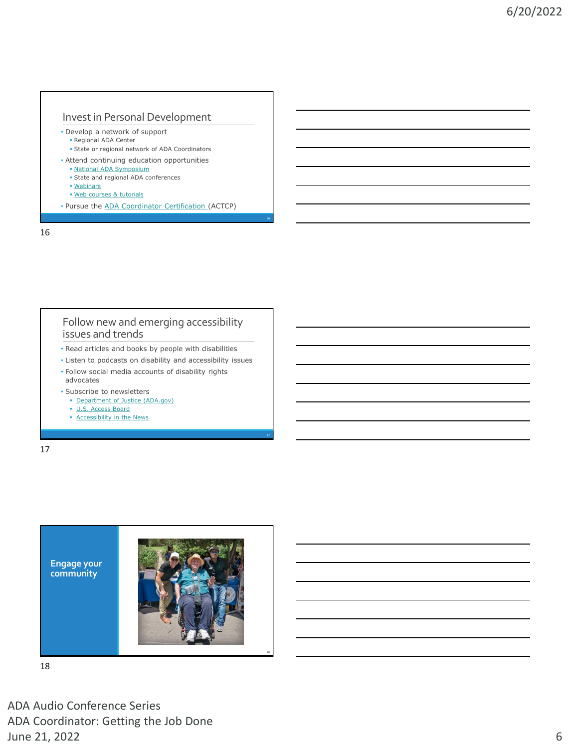## Invest in Personal Development

- Develop a network of support
  - Regional ADA Center
  - State or regional network of ADA Coordinators
- Attend continuing education opportunities
  - National ADA Symposium
  - State and regional ADA conferences
  - Webinars
  - Web courses & tutorials
- Pursue the ADA Coordinator Certification (ACTCP)

## Follow new and emerging accessibility issues and trends

- Read articles and books by people with disabilities
- Listen to podcasts on disability and accessibility issues
- Follow social media accounts of disability rights advocates
- Subscribe to newsletters
  - Department of Justice (ADA.gov)
  - U.S. Access Board
  - Accessibility in the News

## Engage your community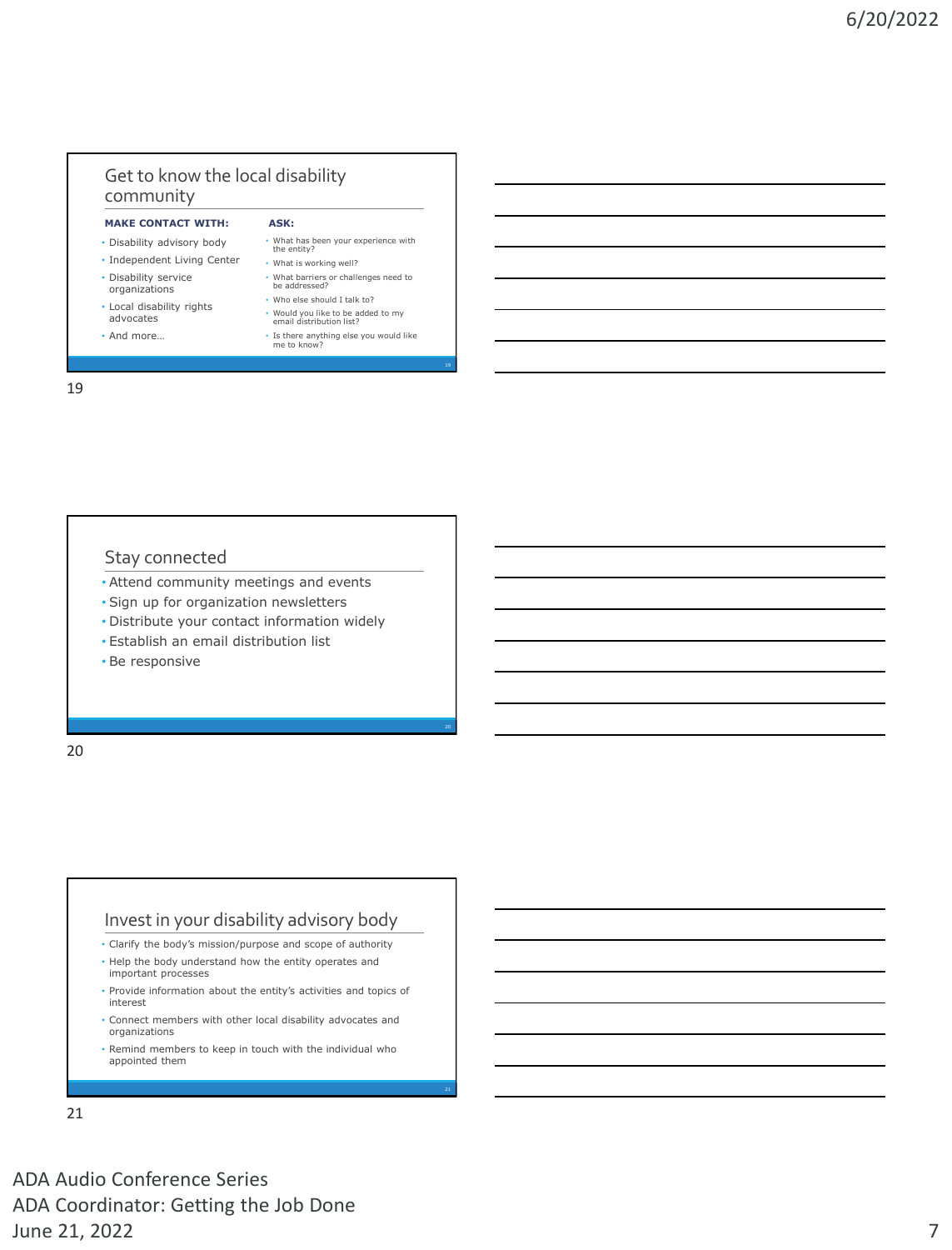## Get to know the local disability community

**MAKE CONTACT WITH:**

- Disability advisory body
- Independent Living Center
- Disability service organizations
- Local disability rights advocates
- And more…

**ASK:**

- What has been your experience with the entity?
- What is working well?
- What barriers or challenges need to be addressed?
- Who else should I talk to?
- Would you like to be added to my email distribution list?
- Is there anything else you would like me to know?

## Stay connected

- Attend community meetings and events
- Sign up for organization newsletters
- Distribute your contact information widely
- Establish an email distribution list
- Be responsive

## Invest in your disability advisory body

- Clarify the body's mission/purpose and scope of authority
- Help the body understand how the entity operates and important processes
- Provide information about the entity's activities and topics of interest
- Connect members with other local disability advocates and organizations
- Remind members to keep in touch with the individual who appointed them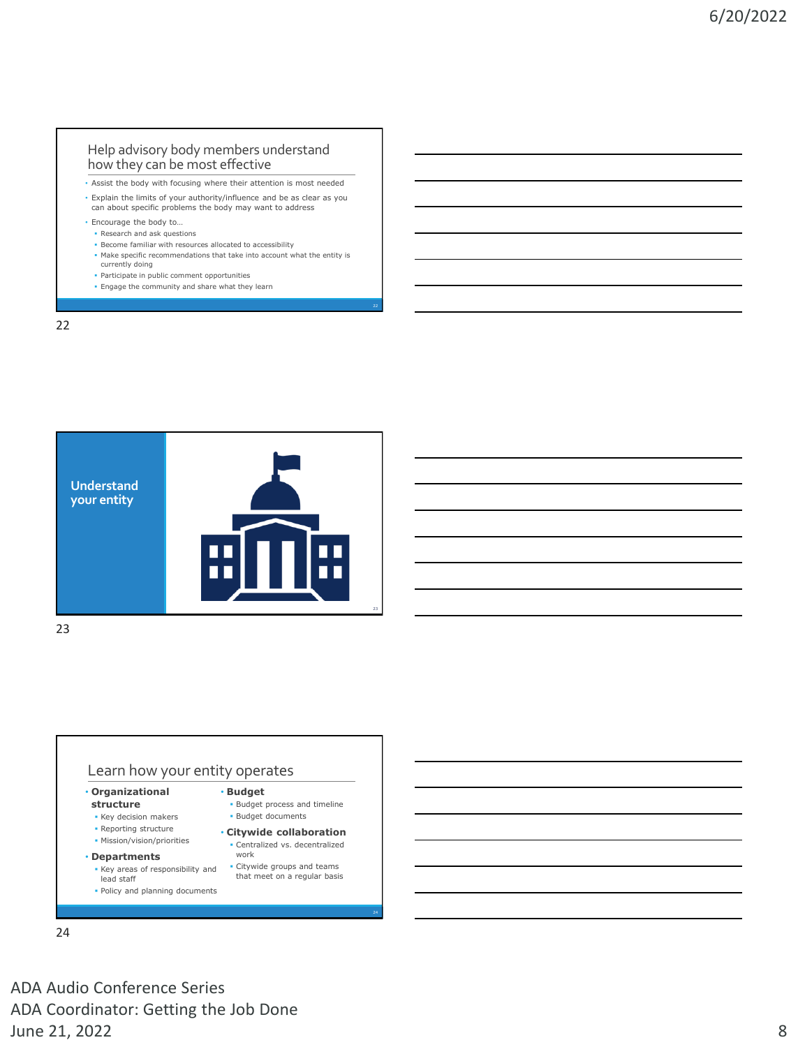## Help advisory body members understand how they can be most effective

- Assist the body with focusing where their attention is most needed
- Explain the limits of your authority/influence and be as clear as you can about specific problems the body may want to address
- Encourage the body to…
  - Research and ask questions
  - Become familiar with resources allocated to accessibility
  - Make specific recommendations that take into account what the entity is currently doing
  - Participate in public comment opportunities
  - Engage the community and share what they learn

## Understand your entity

## Learn how your entity operates

- **Organizational structure**
  - Key decision makers
  - Reporting structure
  - Mission/vision/priorities
- **Departments**
  - Key areas of responsibility and lead staff
  - Policy and planning documents
- **Budget**
  - Budget process and timeline
  - Budget documents
- **Citywide collaboration**
  - Centralized vs. decentralized work
  - Citywide groups and teams that meet on a regular basis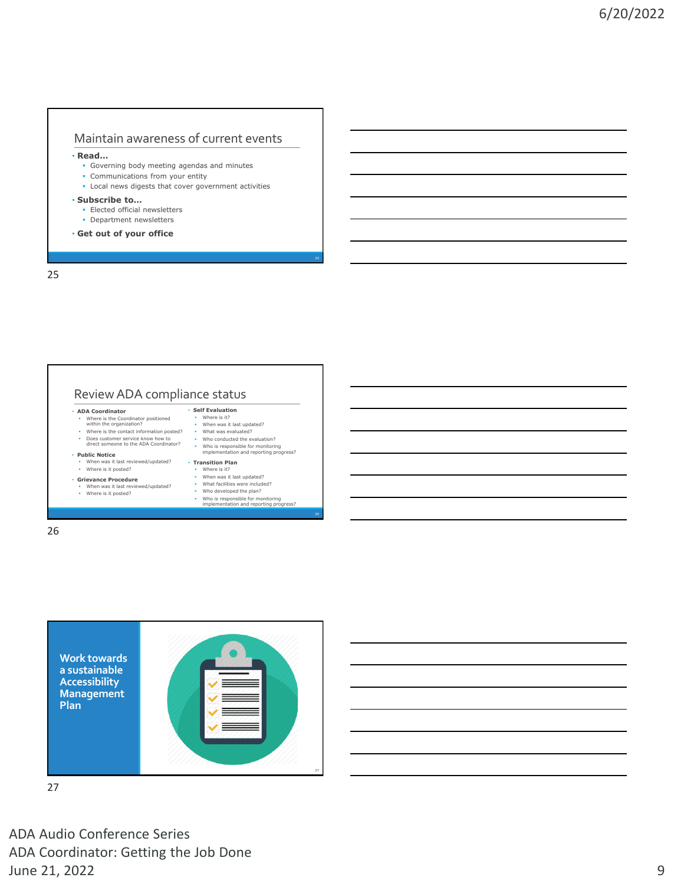## Maintain awareness of current events

- **Read…**
  - Governing body meeting agendas and minutes
  - Communications from your entity
  - Local news digests that cover government activities
- **Subscribe to…**
  - Elected official newsletters
  - Department newsletters
- **Get out of your office**

## Review ADA compliance status

- **ADA Coordinator**
  - Where is the Coordinator positioned within the organization?
  - Where is the contact information posted?
  - Does customer service know how to direct someone to the ADA Coordinator?
- **Public Notice**
  - When was it last reviewed/updated?
  - Where is it posted?
- **Grievance Procedure**
  - When was it last reviewed/updated?
  - Where is it posted?
- **Self Evaluation**
  - Where is it?
  - When was it last updated?
  - What was evaluated?
  - Who conducted the evaluation?
  - Who is responsible for monitoring implementation and reporting progress?
- **Transition Plan**
  - Where is it?
  - When was it last updated?
  - What facilities were included?
  - Who developed the plan?
  - Who is responsible for monitoring implementation and reporting progress?

## Work towards a sustainable Accessibility Management Plan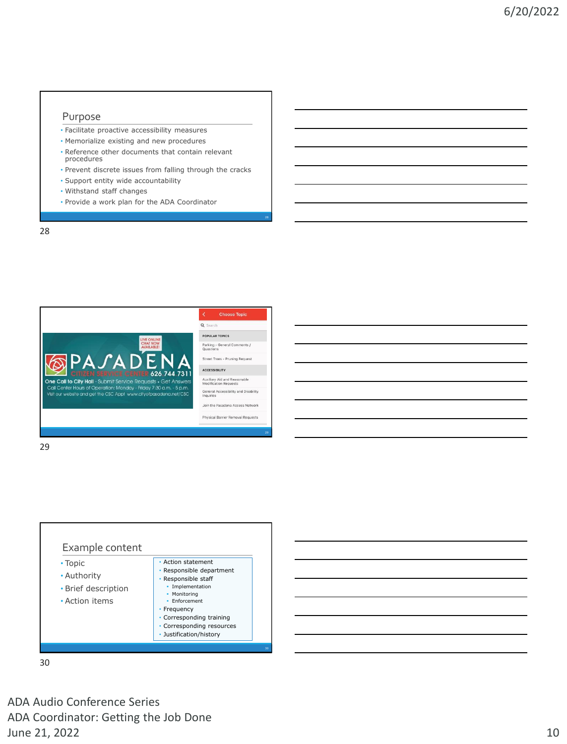## Purpose

- Facilitate proactive accessibility measures
- Memorialize existing and new procedures
- Reference other documents that contain relevant procedures
- Prevent discrete issues from falling through the cracks
- Support entity wide accountability
- Withstand staff changes
- Provide a work plan for the ADA Coordinator

LIVE ONLINE CHAT NOW AVAILABLE!

PASADENA CITIZEN SERVICE CENTER 626 744 7311

One Call to City Hall - Submit Service Requests • Get Answers
Call Center Hours of Operation: Monday - Friday 7:30 a.m. - 5 p.m.
Visit our website and get the CSC App! www.cityofpasadena.net/CSC

Choose Topic

Search

POPULAR TOPICS

- Parking - General Comments / Questions
- Street Trees - Pruning Request

ACCESSIBILITY

- Auxiliary Aid and Reasonable Modification Requests
- General Accessibility and Disability Inquiries
- Join the Pasadena Access Network
- Physical Barrier Removal Requests

## Example content

- Topic
- Authority
- Brief description
- Action items

- Action statement
- Responsible department
- Responsible staff
  - Implementation
  - Monitoring
  - Enforcement
- Frequency
- Corresponding training
- Corresponding resources
- Justification/history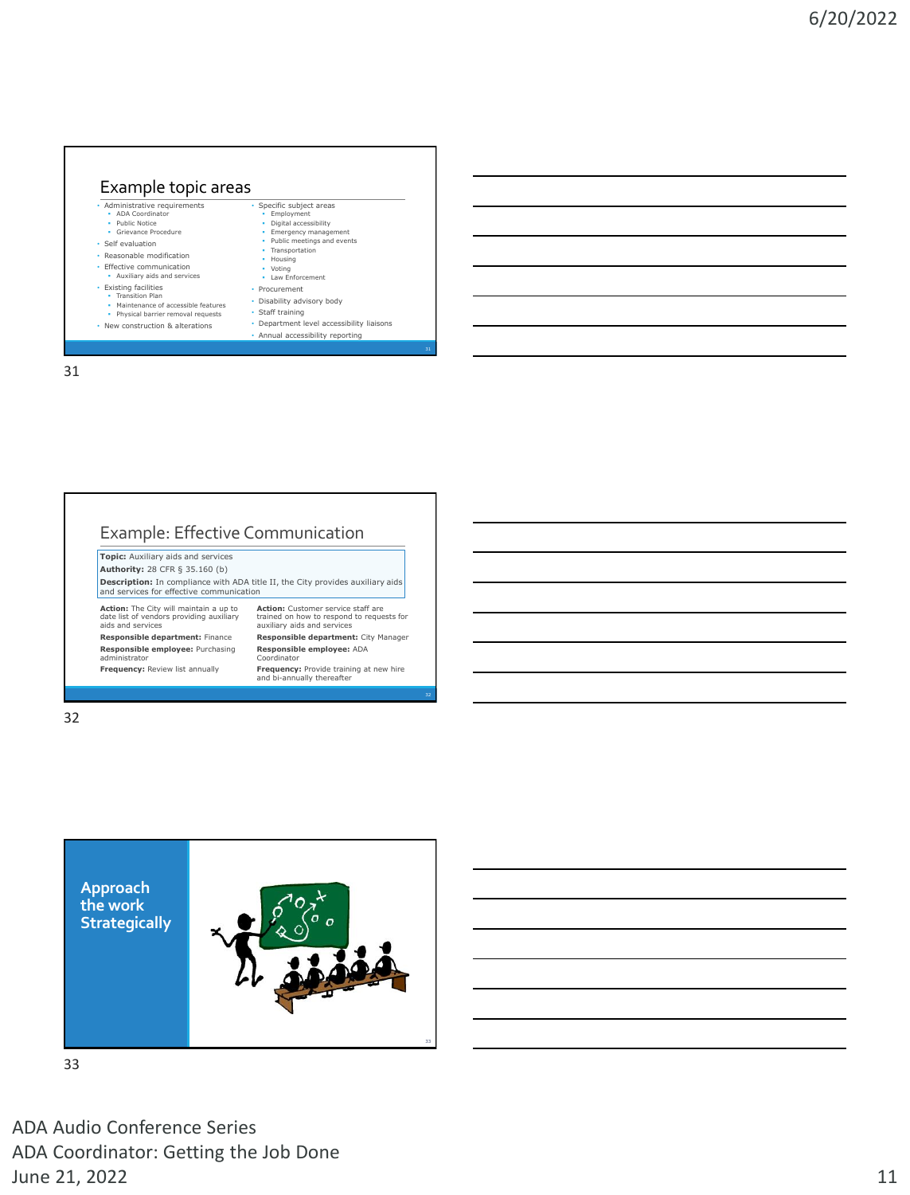## Example topic areas

- Administrative requirements
  - ADA Coordinator
  - Public Notice
  - Grievance Procedure
- Self evaluation
- Reasonable modification
- Effective communication
  - Auxiliary aids and services
- Existing facilities
  - Transition Plan
  - Maintenance of accessible features
  - Physical barrier removal requests
- New construction & alterations
- Specific subject areas
  - Employment
  - Digital accessibility
  - Emergency management
  - Public meetings and events
  - Transportation
  - Housing
  - Voting
  - Law Enforcement
- Procurement
- Disability advisory body
- Staff training
- Department level accessibility liaisons
- Annual accessibility reporting

## Example: Effective Communication

**Topic:** Auxiliary aids and services
**Authority:** 28 CFR § 35.160 (b)
**Description:** In compliance with ADA title II, the City provides auxiliary aids and services for effective communication

**Action:** The City will maintain a up to date list of vendors providing auxiliary aids and services
**Responsible department:** Finance
**Responsible employee:** Purchasing administrator
**Frequency:** Review list annually

**Action:** Customer service staff are trained on how to respond to requests for auxiliary aids and services
**Responsible department:** City Manager
**Responsible employee:** ADA Coordinator
**Frequency:** Provide training at new hire and bi-annually thereafter

## Approach the work Strategically

ADA Audio Conference Series
ADA Coordinator: Getting the Job Done
June 21, 2022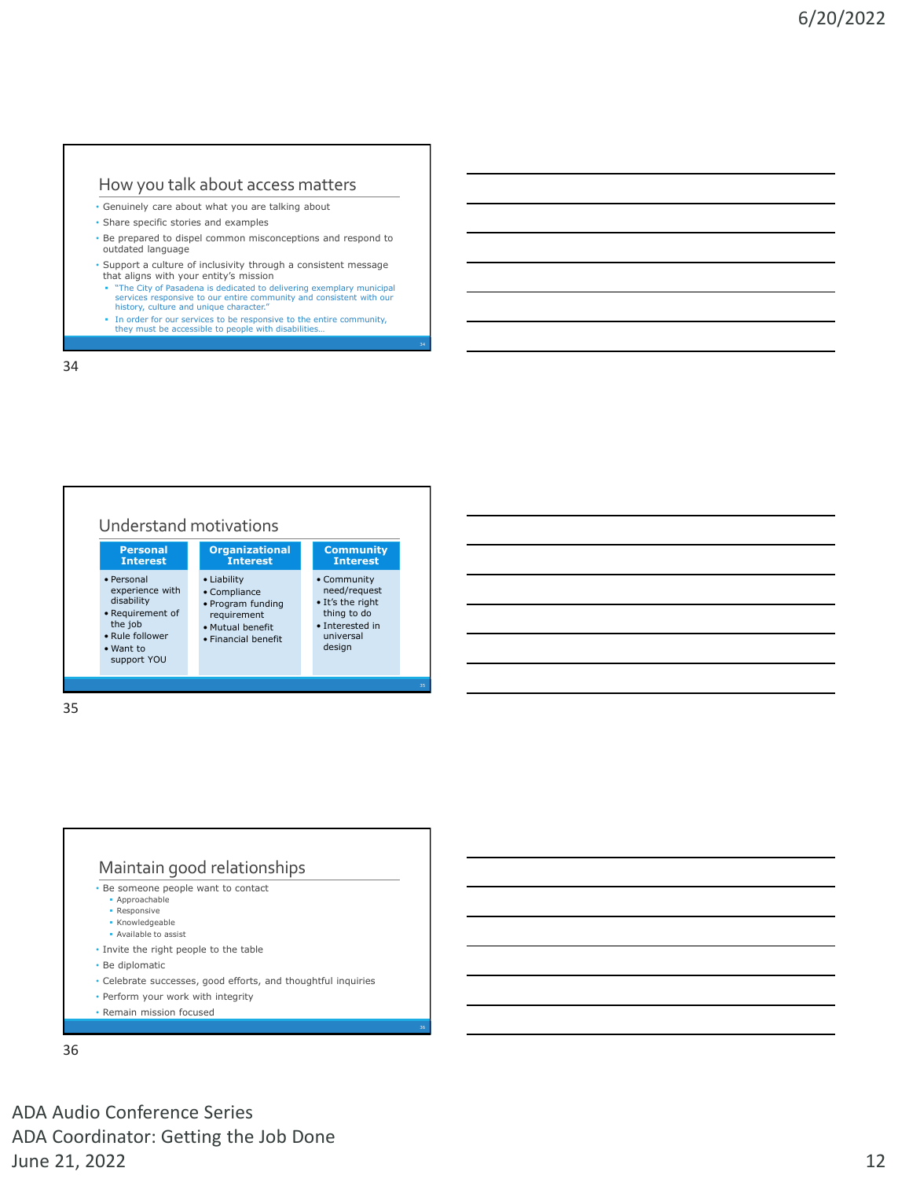## How you talk about access matters

- Genuinely care about what you are talking about
- Share specific stories and examples
- Be prepared to dispel common misconceptions and respond to outdated language
- Support a culture of inclusivity through a consistent message that aligns with your entity's mission
  - "The City of Pasadena is dedicated to delivering exemplary municipal services responsive to our entire community and consistent with our history, culture and unique character."
  - In order for our services to be responsive to the entire community, they must be accessible to people with disabilities…

## Understand motivations

| Personal Interest | Organizational Interest | Community Interest |
| --- | --- | --- |
| • Personal experience with disability<br>• Requirement of the job<br>• Rule follower<br>• Want to support YOU | • Liability<br>• Compliance<br>• Program funding requirement<br>• Mutual benefit<br>• Financial benefit | • Community need/request<br>• It's the right thing to do<br>• Interested in universal design |

## Maintain good relationships

- Be someone people want to contact
  - Approachable
  - Responsive
  - Knowledgeable
  - Available to assist
- Invite the right people to the table
- Be diplomatic
- Celebrate successes, good efforts, and thoughtful inquiries
- Perform your work with integrity
- Remain mission focused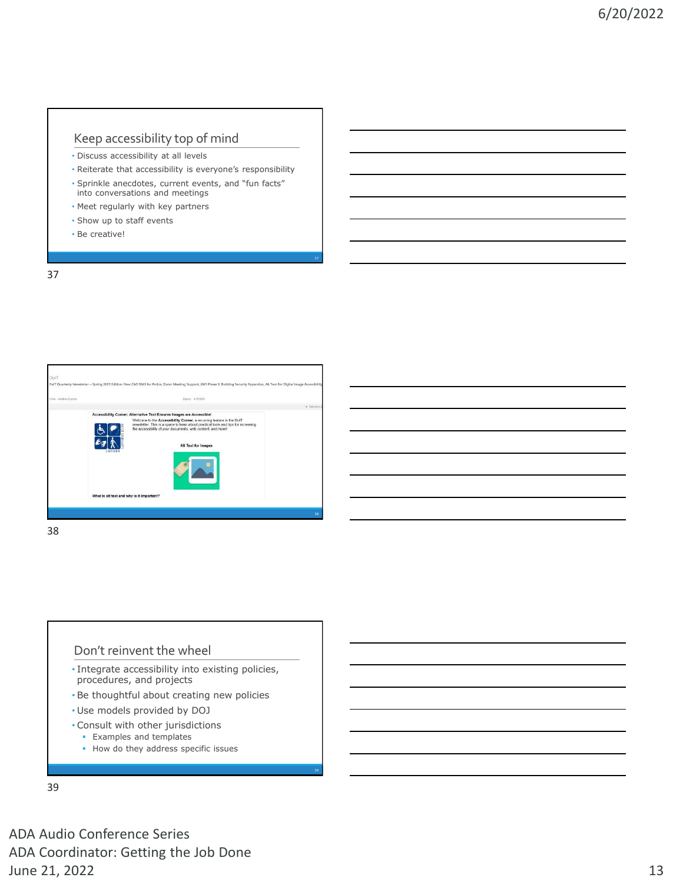## Keep accessibility top of mind

- Discuss accessibility at all levels
- Reiterate that accessibility is everyone's responsibility
- Sprinkle anecdotes, current events, and "fun facts" into conversations and meetings
- Meet regularly with key partners
- Show up to staff events
- Be creative!

37

DoIT

DoIT Quarterly Newsletter – Spring 2022 Edition: New CAD RMS for Police, Zoom Meeting Support, LMS Phase II, Building Security Expansion, Alt Text for Digital Image Accessibility

**Accessibility Corner: Alternative Text Ensures Images are Accessible!**

Welcome to the **Accessibility Corner**, a recurring feature in the DoIT newsletter. This is a space to learn about practical tools and tips for increasing the accessibility of your documents, web content, and more!

**Alt Text for Images**

**What is alt text and why is it important?**

38

## Don't reinvent the wheel

- Integrate accessibility into existing policies, procedures, and projects
- Be thoughtful about creating new policies
- Use models provided by DOJ
- Consult with other jurisdictions
  - Examples and templates
  - How do they address specific issues

39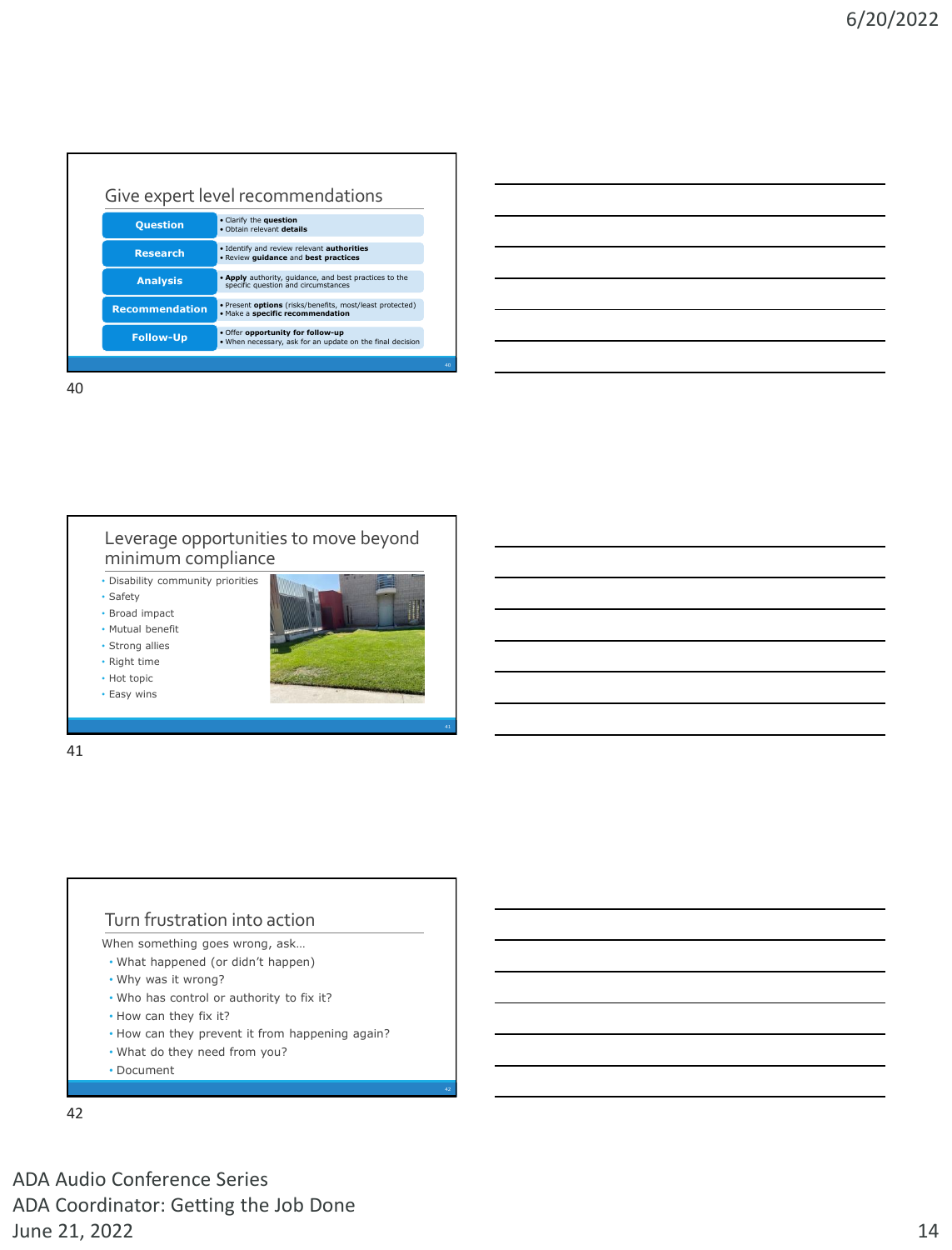## Give expert level recommendations

| | |
|---|---|
| **Question** | • Clarify the **question**<br>• Obtain relevant **details** |
| **Research** | • Identify and review relevant **authorities**<br>• Review **guidance** and **best practices** |
| **Analysis** | • **Apply** authority, guidance, and best practices to the specific question and circumstances |
| **Recommendation** | • Present **options** (risks/benefits, most/least protected)<br>• Make a **specific recommendation** |
| **Follow-Up** | • Offer **opportunity for follow-up**<br>• When necessary, ask for an update on the final decision |

## Leverage opportunities to move beyond minimum compliance

- Disability community priorities
- Safety
- Broad impact
- Mutual benefit
- Strong allies
- Right time
- Hot topic
- Easy wins

## Turn frustration into action

When something goes wrong, ask…

- What happened (or didn't happen)
- Why was it wrong?
- Who has control or authority to fix it?
- How can they fix it?
- How can they prevent it from happening again?
- What do they need from you?
- Document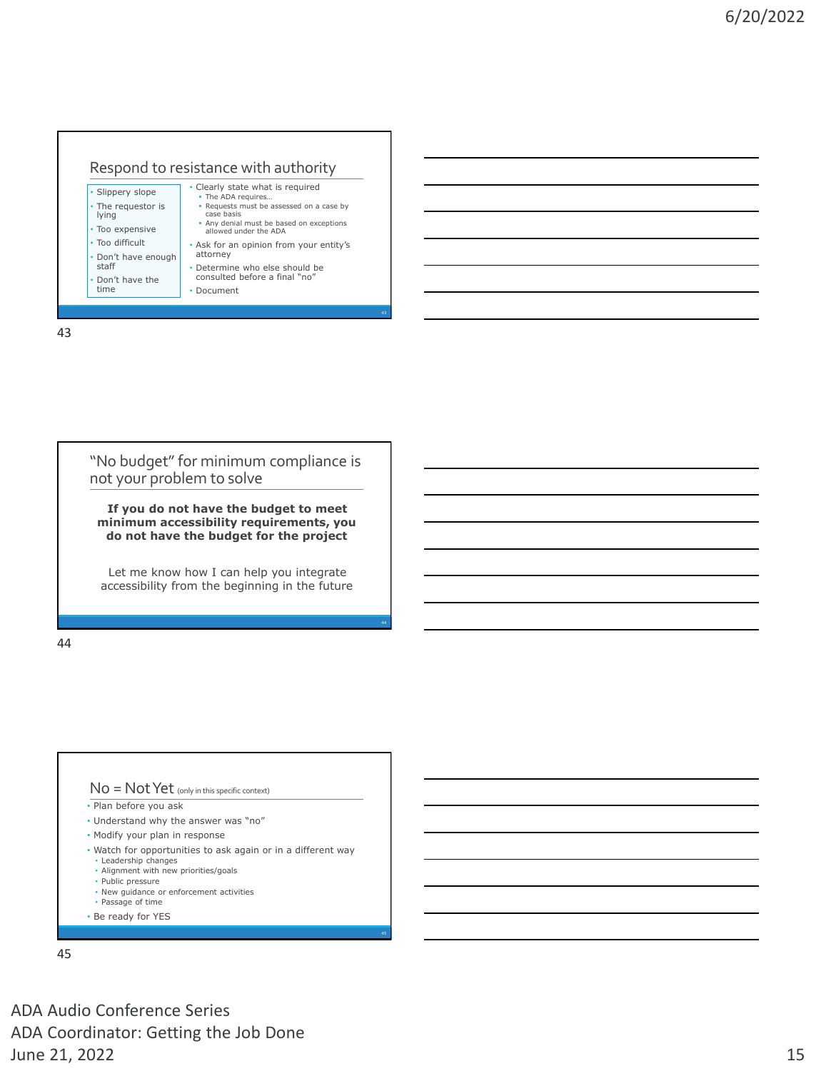## Respond to resistance with authority

- Slippery slope
- The requestor is lying
- Too expensive
- Too difficult
- Don't have enough staff
- Don't have the time

- Clearly state what is required
  - The ADA requires…
  - Requests must be assessed on a case by case basis
  - Any denial must be based on exceptions allowed under the ADA
- Ask for an opinion from your entity's attorney
- Determine who else should be consulted before a final "no"
- Document

## "No budget" for minimum compliance is not your problem to solve

**If you do not have the budget to meet minimum accessibility requirements, you do not have the budget for the project**

Let me know how I can help you integrate accessibility from the beginning in the future

## No = Not Yet (only in this specific context)

- Plan before you ask
- Understand why the answer was "no"
- Modify your plan in response
- Watch for opportunities to ask again or in a different way
  - Leadership changes
  - Alignment with new priorities/goals
  - Public pressure
  - New guidance or enforcement activities
  - Passage of time
- Be ready for YES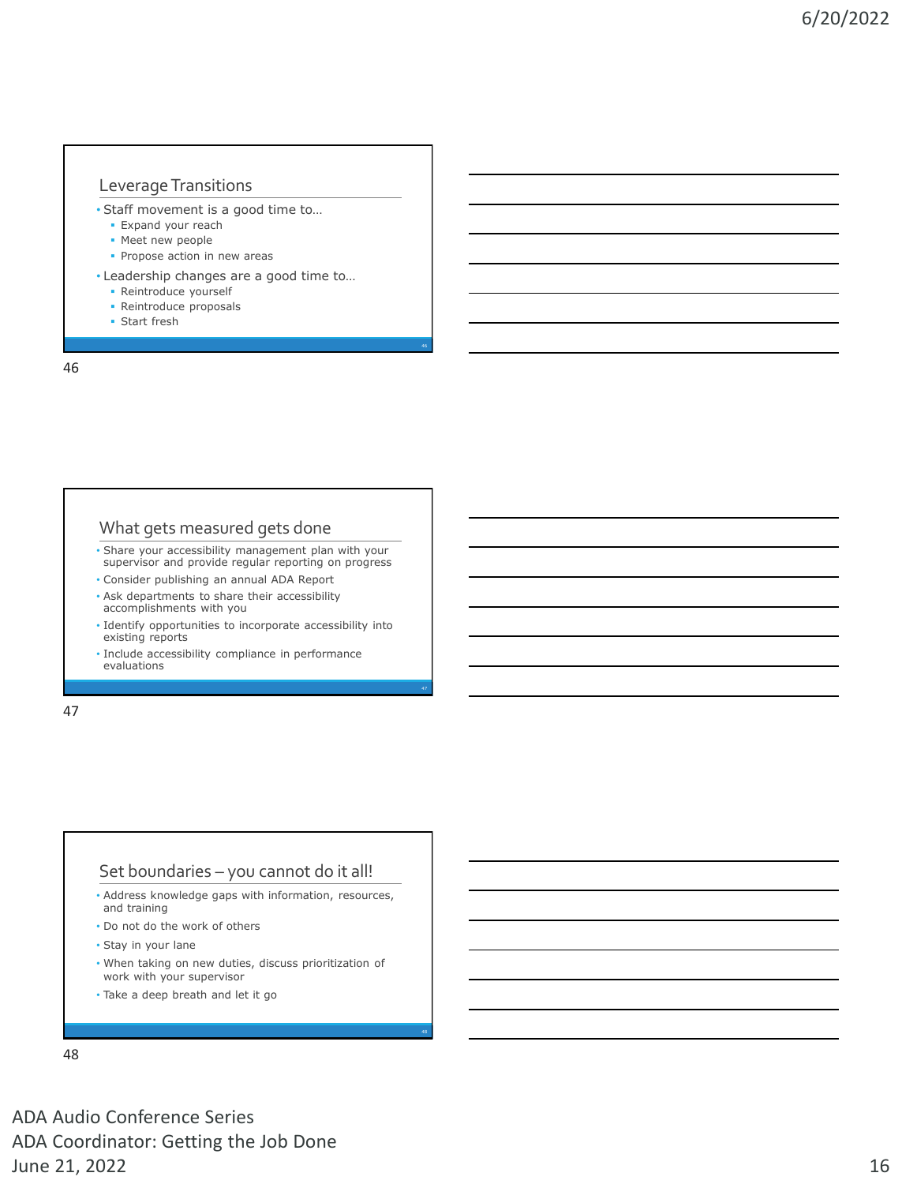## Leverage Transitions

- Staff movement is a good time to…
  - Expand your reach
  - Meet new people
  - Propose action in new areas
- Leadership changes are a good time to…
  - Reintroduce yourself
  - Reintroduce proposals
  - Start fresh

## What gets measured gets done

- Share your accessibility management plan with your supervisor and provide regular reporting on progress
- Consider publishing an annual ADA Report
- Ask departments to share their accessibility accomplishments with you
- Identify opportunities to incorporate accessibility into existing reports
- Include accessibility compliance in performance evaluations

## Set boundaries – you cannot do it all!

- Address knowledge gaps with information, resources, and training
- Do not do the work of others
- Stay in your lane
- When taking on new duties, discuss prioritization of work with your supervisor
- Take a deep breath and let it go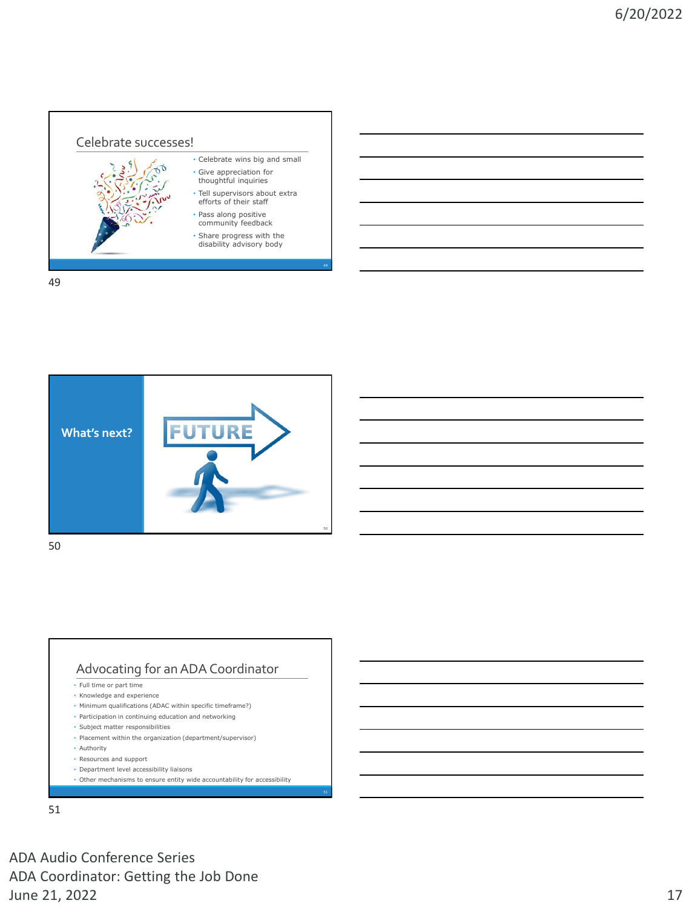## Celebrate successes!

- Celebrate wins big and small
- Give appreciation for thoughtful inquiries
- Tell supervisors about extra efforts of their staff
- Pass along positive community feedback
- Share progress with the disability advisory body

## What's next?

FUTURE

## Advocating for an ADA Coordinator

- Full time or part time
- Knowledge and experience
- Minimum qualifications (ADAC within specific timeframe?)
- Participation in continuing education and networking
- Subject matter responsibilities
- Placement within the organization (department/supervisor)
- Authority
- Resources and support
- Department level accessibility liaisons
- Other mechanisms to ensure entity wide accountability for accessibility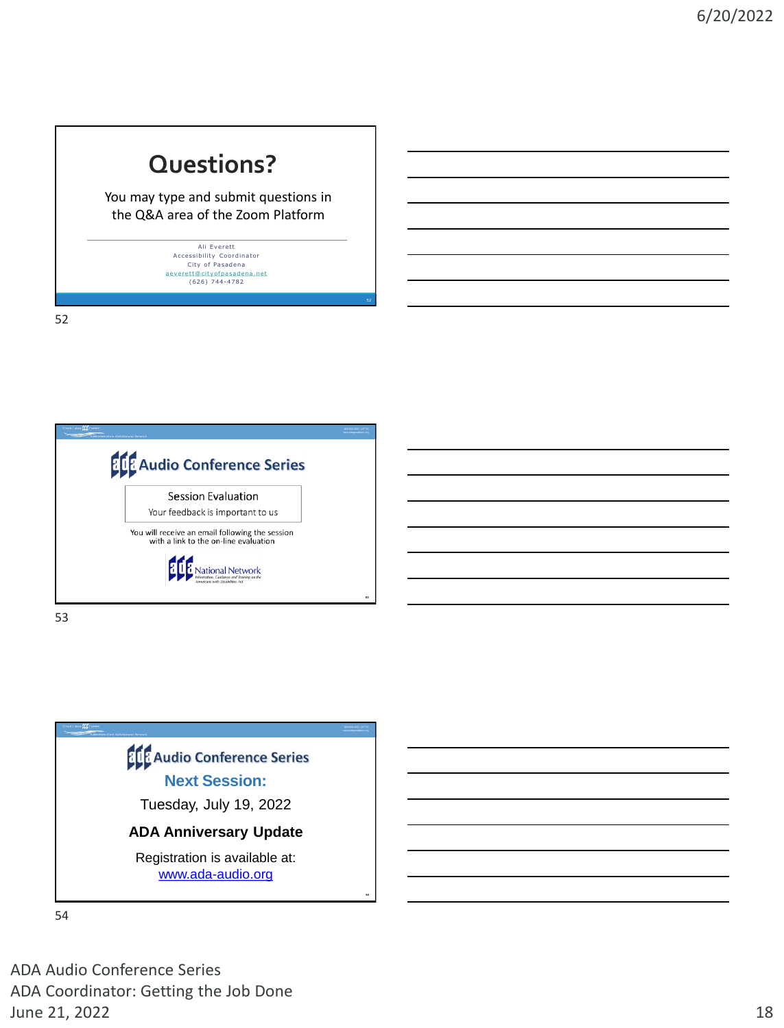# Questions?

You may type and submit questions in the Q&A area of the Zoom Platform

Ali Everett
Accessibility Coordinator
City of Pasadena
aeverett@cityofpasadena.net
(626) 744-4782

---

## Audio Conference Series

**Session Evaluation**

Your feedback is important to us

You will receive an email following the session with a link to the on-line evaluation

National Network
Information, Guidance and Training on the Americans with Disabilities Act

---

## Audio Conference Series

### Next Session:

Tuesday, July 19, 2022

**ADA Anniversary Update**

Registration is available at:
www.ada-audio.org